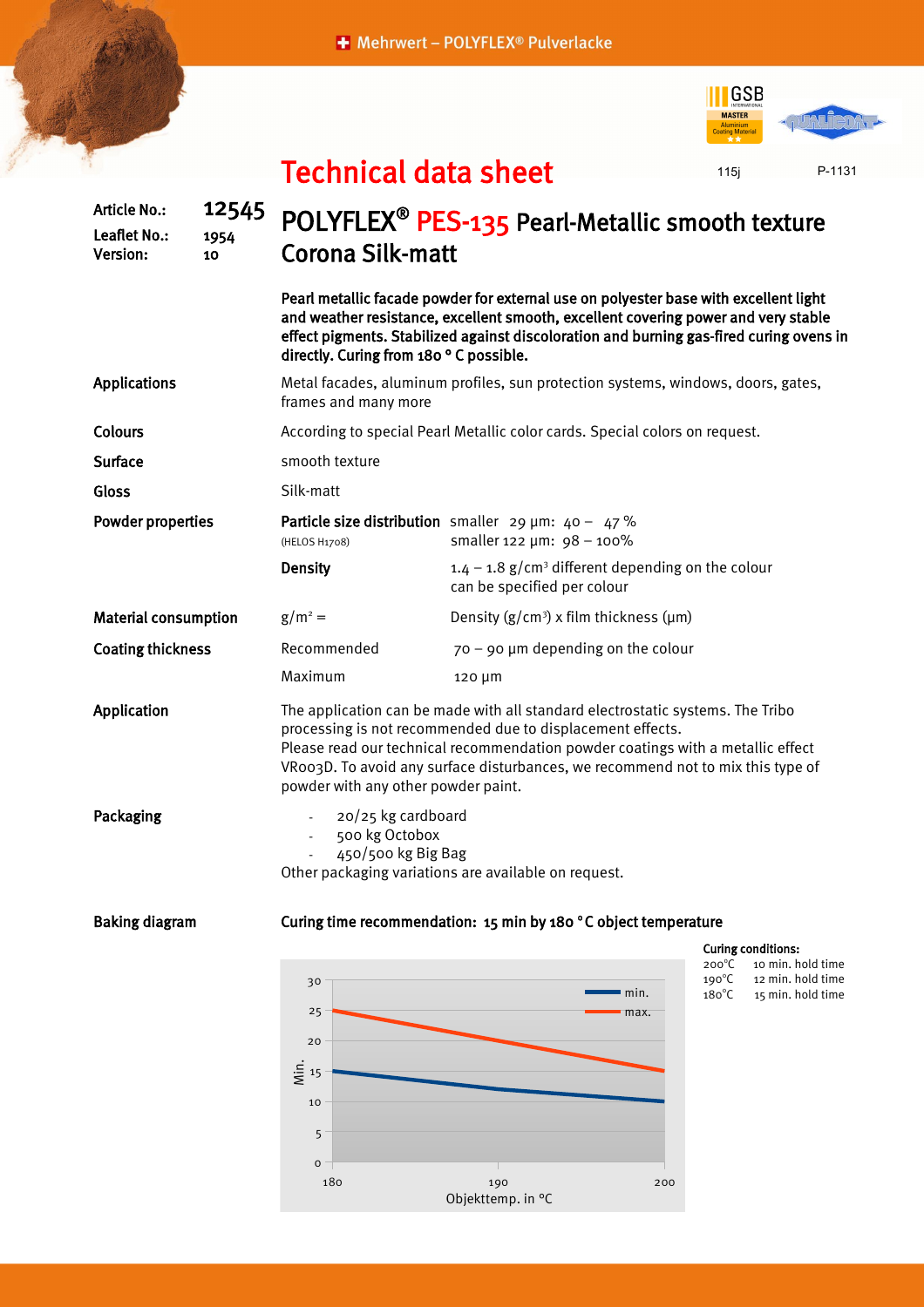Mehrwert – POLYFLEX® Pulverlacke

# Technical data sheet

115j P-1131

| | |
|---|---|
| **Article No.:** | **12545** |
| **Leaflet No.:** | 1954 |
| **Version:** | 10 |

## POLYFLEX® PES-135 Pearl-Metallic smooth texture Corona Silk-matt

**Pearl metallic facade powder for external use on polyester base with excellent light and weather resistance, excellent smooth, excellent covering power and very stable effect pigments. Stabilized against discoloration and burning gas-fired curing ovens in directly. Curing from 180 ° C possible.**

**Applications**
Metal facades, aluminum profiles, sun protection systems, windows, doors, gates, frames and many more

**Colours**
According to special Pearl Metallic color cards. Special colors on request.

**Surface**
smooth texture

**Gloss**
Silk-matt

**Powder properties**

| | |
|---|---|
| **Particle size distribution** (HELOS H1708) | smaller 29 µm: 40 – 47 % <br> smaller 122 µm: 98 – 100% |
| **Density** | 1.4 – 1.8 g/cm³ different depending on the colour can be specified per colour |

**Material consumption**
g/m² = Density (g/cm³) x film thickness (µm)

**Coating thickness**

| | |
|---|---|
| Recommended | 70 – 90 µm depending on the colour |
| Maximum | 120 µm |

**Application**
The application can be made with all standard electrostatic systems. The Tribo processing is not recommended due to displacement effects.
Please read our technical recommendation powder coatings with a metallic effect VR003D. To avoid any surface disturbances, we recommend not to mix this type of powder with any other powder paint.

**Packaging**

- 20/25 kg cardboard
- 500 kg Octobox
- 450/500 kg Big Bag

Other packaging variations are available on request.

**Baking diagram**

**Curing time recommendation: 15 min by 180 °C object temperature**

**Curing conditions:**

| | |
|---|---|
| 200°C | 10 min. hold time |
| 190°C | 12 min. hold time |
| 180°C | 15 min. hold time |

| Objekttemp. in °C | min. (Min.) | max. (Min.) |
|---|---|---|
| 180 | 15 | 25 |
| 190 | 12 | 20 |
| 200 | 10 | 15 |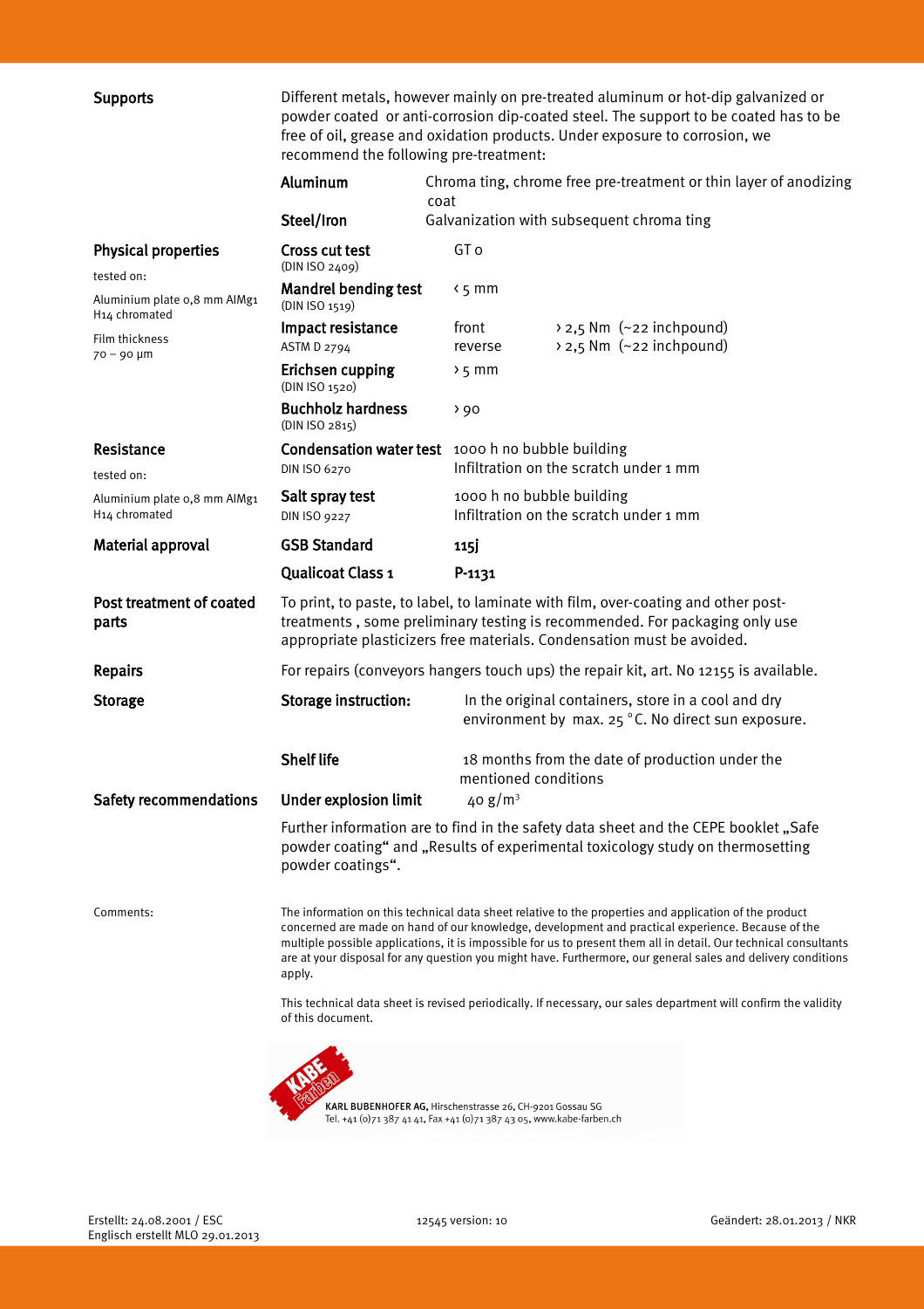**Supports**

Different metals, however mainly on pre-treated aluminum or hot-dip galvanized or powder coated or anti-corrosion dip-coated steel. The support to be coated has to be free of oil, grease and oxidation products. Under exposure to corrosion, we recommend the following pre-treatment:

| | |
|---|---|
| **Aluminum** | Chroma ting, chrome free pre-treatment or thin layer of anodizing coat |
| **Steel/Iron** | Galvanization with subsequent chroma ting |

**Physical properties**

tested on:

Aluminium plate 0,8 mm AlMg1 H14 chromated

Film thickness 70 – 90 µm

| | | |
|---|---|---|
| **Cross cut test** (DIN ISO 2409) | GT 0 | |
| **Mandrel bending test** (DIN ISO 1519) | < 5 mm | |
| **Impact resistance** ASTM D 2794 | front | > 2,5 Nm (~22 inchpound) |
| | reverse | > 2,5 Nm (~22 inchpound) |
| **Erichsen cupping** (DIN ISO 1520) | > 5 mm | |
| **Buchholz hardness** (DIN ISO 2815) | > 90 | |

**Resistance**

tested on:

Aluminium plate 0,8 mm AlMg1 H14 chromated

| | |
|---|---|
| **Condensation water test** DIN ISO 6270 | 1000 h no bubble building<br>Infiltration on the scratch under 1 mm |
| **Salt spray test** DIN ISO 9227 | 1000 h no bubble building<br>Infiltration on the scratch under 1 mm |

**Material approval**

| | |
|---|---|
| **GSB Standard** | **115j** |
| **Qualicoat Class 1** | **P-1131** |

**Post treatment of coated parts**

To print, to paste, to label, to laminate with film, over-coating and other post-treatments , some preliminary testing is recommended. For packaging only use appropriate plasticizers free materials. Condensation must be avoided.

**Repairs**

For repairs (conveyors hangers touch ups) the repair kit, art. No 12155 is available.

**Storage**

| | |
|---|---|
| **Storage instruction:** | In the original containers, store in a cool and dry environment by max. 25 °C. No direct sun exposure. |
| **Shelf life** | 18 months from the date of production under the mentioned conditions |

**Safety recommendations**

**Under explosion limit** 40 g/m³

Further information are to find in the safety data sheet and the CEPE booklet „Safe powder coating“ and „Results of experimental toxicology study on thermosetting powder coatings“.

Comments:

The information on this technical data sheet relative to the properties and application of the product concerned are made on hand of our knowledge, development and practical experience. Because of the multiple possible applications, it is impossible for us to present them all in detail. Our technical consultants are at your disposal for any question you might have. Furthermore, our general sales and delivery conditions apply.

This technical data sheet is revised periodically. If necessary, our sales department will confirm the validity of this document.

KABE Farben

**KARL BUBENHOFER AG,** Hirschenstrasse 26, CH-9201 Gossau SG
Tel. +41 (0)71 387 41 41, Fax +41 (0)71 387 43 05, www.kabe-farben.ch

Erstellt: 24.08.2001 / ESC
Englisch erstellt MLO 29.01.2013

12545 version: 10

Geändert: 28.01.2013 / NKR